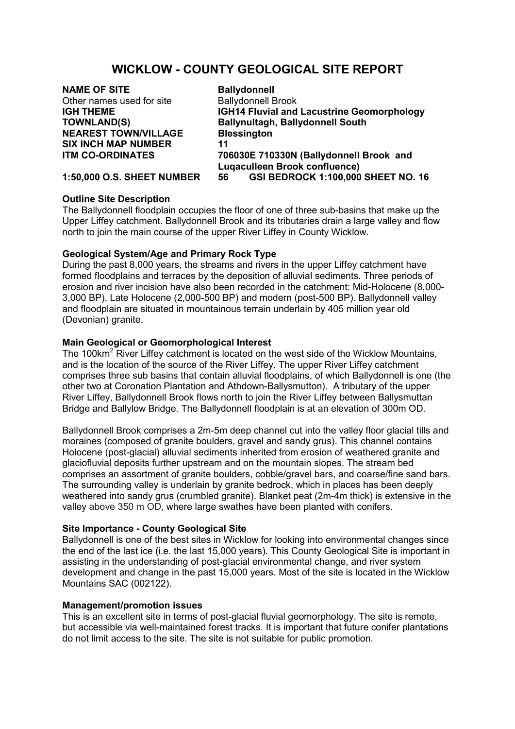# WICKLOW - COUNTY GEOLOGICAL SITE REPORT

| | |
|---|---|
| **NAME OF SITE** | **Ballydonnell** |
| Other names used for site | Ballydonnell Brook |
| **IGH THEME** | **IGH14 Fluvial and Lacustrine Geomorphology** |
| **TOWNLAND(S)** | **Ballynultagh, Ballydonnell South** |
| **NEAREST TOWN/VILLAGE** | **Blessington** |
| **SIX INCH MAP NUMBER** | **11** |
| **ITM CO-ORDINATES** | **706030E 710330N (Ballydonnell Brook and Luqaculleen Brook confluence)** |
| **1:50,000 O.S. SHEET NUMBER** | **56 GSI BEDROCK 1:100,000 SHEET NO. 16** |

**Outline Site Description**

The Ballydonnell floodplain occupies the floor of one of three sub-basins that make up the Upper Liffey catchment. Ballydonnell Brook and its tributaries drain a large valley and flow north to join the main course of the upper River Liffey in County Wicklow.

**Geological System/Age and Primary Rock Type**

During the past 8,000 years, the streams and rivers in the upper Liffey catchment have formed floodplains and terraces by the deposition of alluvial sediments. Three periods of erosion and river incision have also been recorded in the catchment: Mid-Holocene (8,000-3,000 BP), Late Holocene (2,000-500 BP) and modern (post-500 BP). Ballydonnell valley and floodplain are situated in mountainous terrain underlain by 405 million year old (Devonian) granite.

**Main Geological or Geomorphological Interest**

The 100km$^2$ River Liffey catchment is located on the west side of the Wicklow Mountains, and is the location of the source of the River Liffey. The upper River Liffey catchment comprises three sub basins that contain alluvial floodplains, of which Ballydonnell is one (the other two at Coronation Plantation and Athdown-Ballysmutton). A tributary of the upper River Liffey, Ballydonnell Brook flows north to join the River Liffey between Ballysmuttan Bridge and Ballylow Bridge. The Ballydonnell floodplain is at an elevation of 300m OD.

Ballydonnell Brook comprises a 2m-5m deep channel cut into the valley floor glacial tills and moraines (composed of granite boulders, gravel and sandy grus). This channel contains Holocene (post-glacial) alluvial sediments inherited from erosion of weathered granite and glaciofluvial deposits further upstream and on the mountain slopes. The stream bed comprises an assortment of granite boulders, cobble/gravel bars, and coarse/fine sand bars. The surrounding valley is underlain by granite bedrock, which in places has been deeply weathered into sandy grus (crumbled granite). Blanket peat (2m-4m thick) is extensive in the valley above 350 m OD, where large swathes have been planted with conifers.

**Site Importance - County Geological Site**

Ballydonnell is one of the best sites in Wicklow for looking into environmental changes since the end of the last ice (i.e. the last 15,000 years). This County Geological Site is important in assisting in the understanding of post-glacial environmental change, and river system development and change in the past 15,000 years. Most of the site is located in the Wicklow Mountains SAC (002122).

**Management/promotion issues**

This is an excellent site in terms of post-glacial fluvial geomorphology. The site is remote, but accessible via well-maintained forest tracks. It is important that future conifer plantations do not limit access to the site. The site is not suitable for public promotion.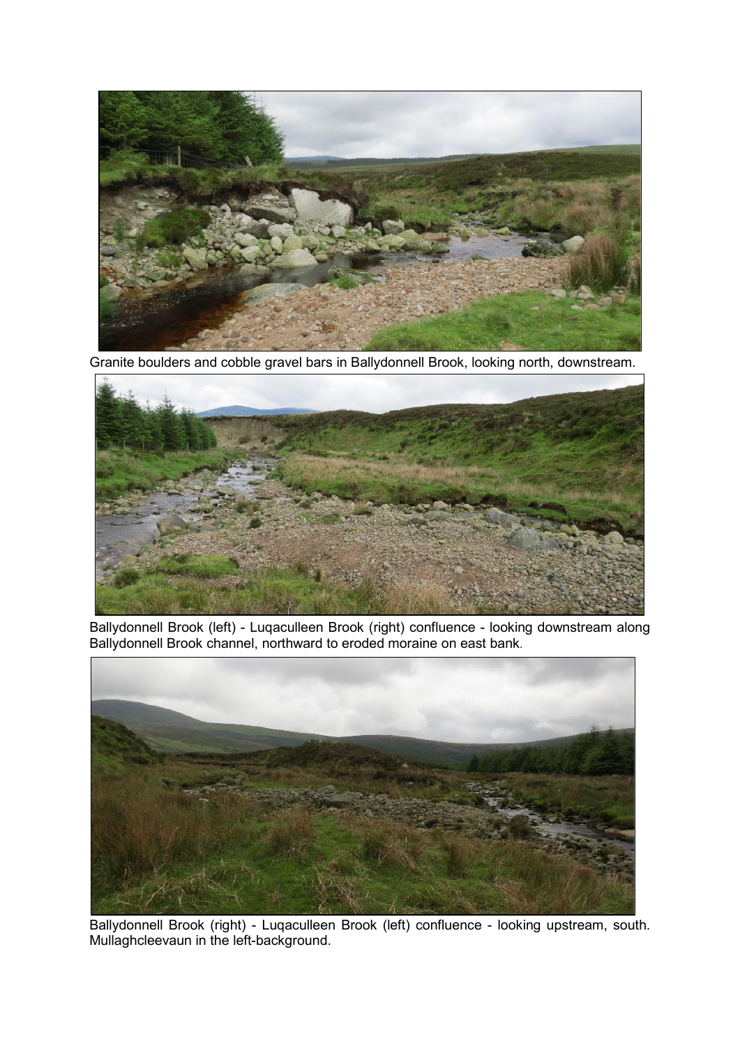Granite boulders and cobble gravel bars in Ballydonnell Brook, looking north, downstream.

Ballydonnell Brook (left) - Luqaculleen Brook (right) confluence - looking downstream along Ballydonnell Brook channel, northward to eroded moraine on east bank.

Ballydonnell Brook (right) - Luqaculleen Brook (left) confluence - looking upstream, south. Mullaghcleevaun in the left-background.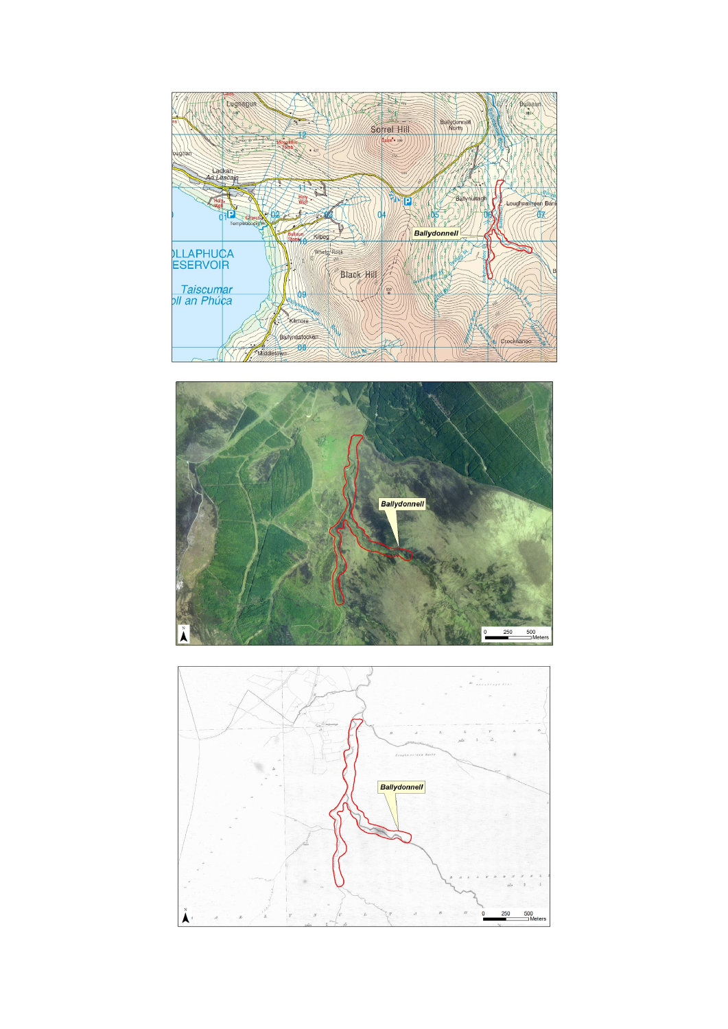Lugnagun

Sorrel Hill

Ballydonnell North

Bulbaun

Lackan
An Leacán

Megalithic Tomb

Cairn

Holy Well

Church

Templeboodin

Bullaun Stone

Kilbeg

Whelp Rock

Ballynultagh

Loughnavreen Bank

LLAPHUCA
ESERVOIR

Taiscumar
oll an Phúca

Black Hill

Ballydonnell

Kilmore

Ballynastockan

Middletown

Crocknaneo

01 02 03 04 05 06 07

08 09 10 11 12

Ballydonnell

N

0 250 500 Meters

Ballydonnell

N

0 250 500 Meters